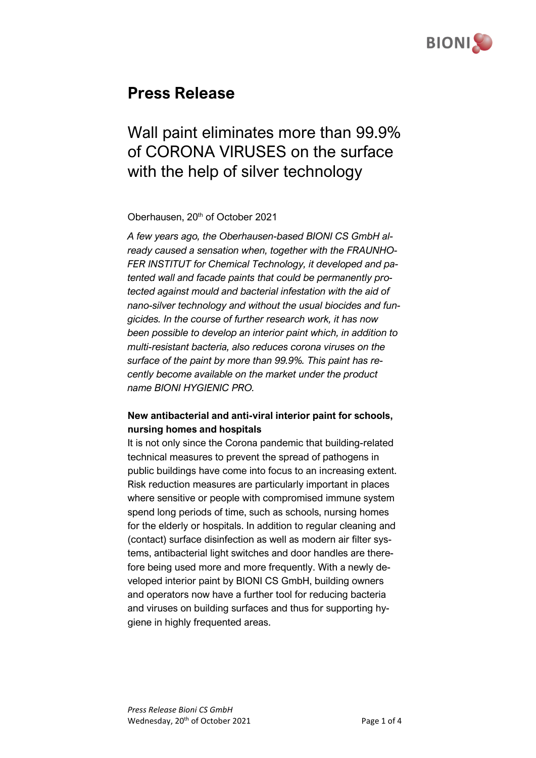# Press Release

## Wall paint eliminates more than 99.9% of CORONA VIRUSES on the surface with the help of silver technology

Oberhausen, 20th of October 2021

*A few years ago, the Oberhausen-based BIONI CS GmbH already caused a sensation when, together with the FRAUNHOFER INSTITUT for Chemical Technology, it developed and patented wall and facade paints that could be permanently protected against mould and bacterial infestation with the aid of nano-silver technology and without the usual biocides and fungicides. In the course of further research work, it has now been possible to develop an interior paint which, in addition to multi-resistant bacteria, also reduces corona viruses on the surface of the paint by more than 99.9%. This paint has recently become available on the market under the product name BIONI HYGIENIC PRO.*

**New antibacterial and anti-viral interior paint for schools, nursing homes and hospitals**

It is not only since the Corona pandemic that building-related technical measures to prevent the spread of pathogens in public buildings have come into focus to an increasing extent. Risk reduction measures are particularly important in places where sensitive or people with compromised immune system spend long periods of time, such as schools, nursing homes for the elderly or hospitals. In addition to regular cleaning and (contact) surface disinfection as well as modern air filter systems, antibacterial light switches and door handles are therefore being used more and more frequently. With a newly developed interior paint by BIONI CS GmbH, building owners and operators now have a further tool for reducing bacteria and viruses on building surfaces and thus for supporting hygiene in highly frequented areas.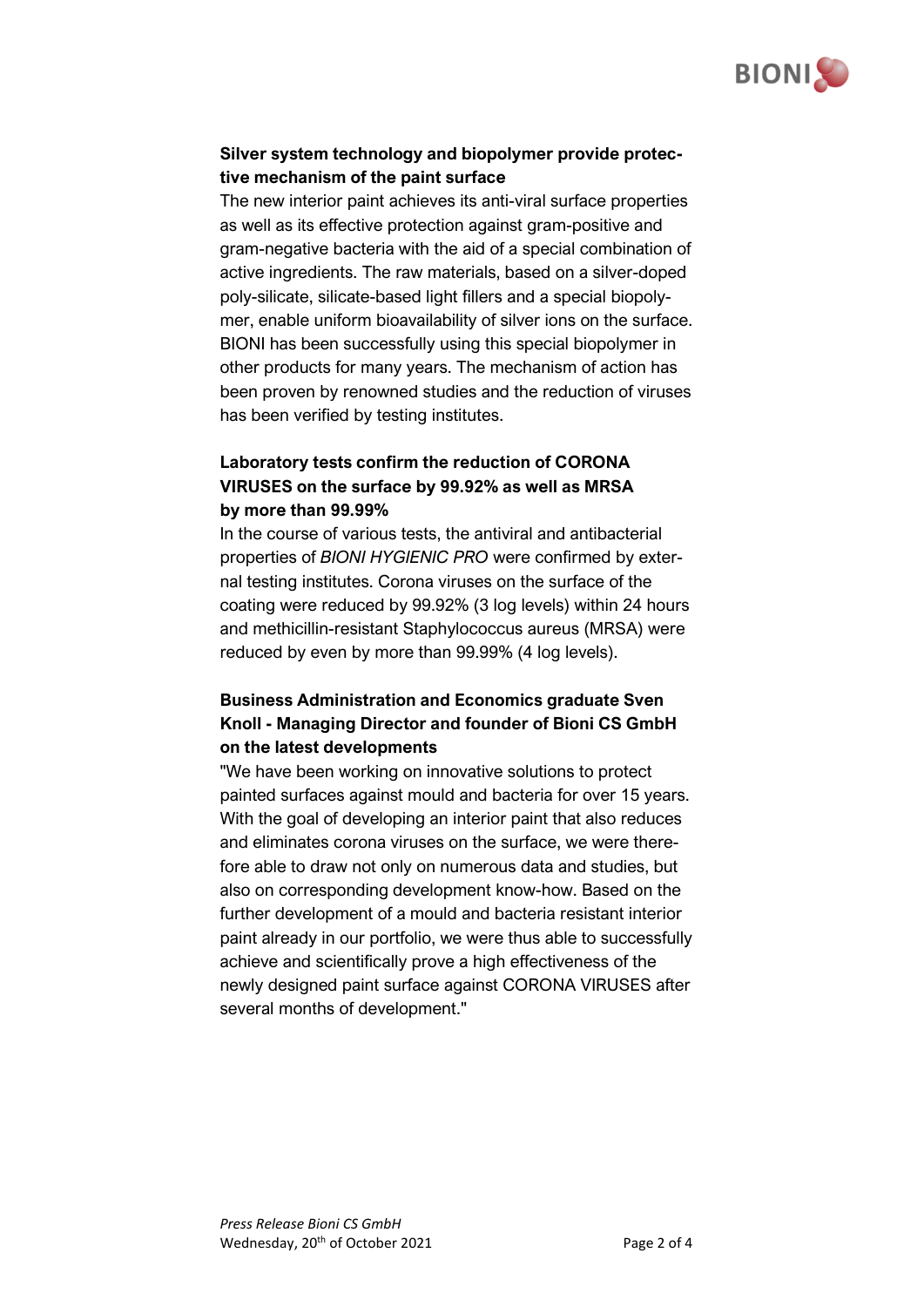**Silver system technology and biopolymer provide protective mechanism of the paint surface**

The new interior paint achieves its anti-viral surface properties as well as its effective protection against gram-positive and gram-negative bacteria with the aid of a special combination of active ingredients. The raw materials, based on a silver-doped poly-silicate, silicate-based light fillers and a special biopolymer, enable uniform bioavailability of silver ions on the surface. BIONI has been successfully using this special biopolymer in other products for many years. The mechanism of action has been proven by renowned studies and the reduction of viruses has been verified by testing institutes.

**Laboratory tests confirm the reduction of CORONA VIRUSES on the surface by 99.92% as well as MRSA by more than 99.99%**

In the course of various tests, the antiviral and antibacterial properties of *BIONI HYGIENIC PRO* were confirmed by external testing institutes. Corona viruses on the surface of the coating were reduced by 99.92% (3 log levels) within 24 hours and methicillin-resistant Staphylococcus aureus (MRSA) were reduced by even by more than 99.99% (4 log levels).

**Business Administration and Economics graduate Sven Knoll - Managing Director and founder of Bioni CS GmbH on the latest developments**

"We have been working on innovative solutions to protect painted surfaces against mould and bacteria for over 15 years. With the goal of developing an interior paint that also reduces and eliminates corona viruses on the surface, we were therefore able to draw not only on numerous data and studies, but also on corresponding development know-how. Based on the further development of a mould and bacteria resistant interior paint already in our portfolio, we were thus able to successfully achieve and scientifically prove a high effectiveness of the newly designed paint surface against CORONA VIRUSES after several months of development."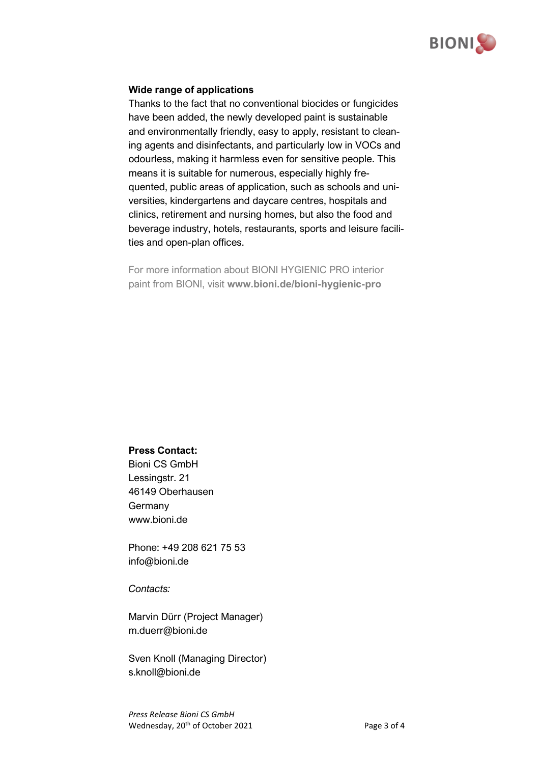**Wide range of applications**

Thanks to the fact that no conventional biocides or fungicides have been added, the newly developed paint is sustainable and environmentally friendly, easy to apply, resistant to cleaning agents and disinfectants, and particularly low in VOCs and odourless, making it harmless even for sensitive people. This means it is suitable for numerous, especially highly frequented, public areas of application, such as schools and universities, kindergartens and daycare centres, hospitals and clinics, retirement and nursing homes, but also the food and beverage industry, hotels, restaurants, sports and leisure facilities and open-plan offices.

For more information about BIONI HYGIENIC PRO interior paint from BIONI, visit **www.bioni.de/bioni-hygienic-pro**

**Press Contact:**
Bioni CS GmbH
Lessingstr. 21
46149 Oberhausen
Germany
www.bioni.de

Phone: +49 208 621 75 53
info@bioni.de

*Contacts:*

Marvin Dürr (Project Manager)
m.duerr@bioni.de

Sven Knoll (Managing Director)
s.knoll@bioni.de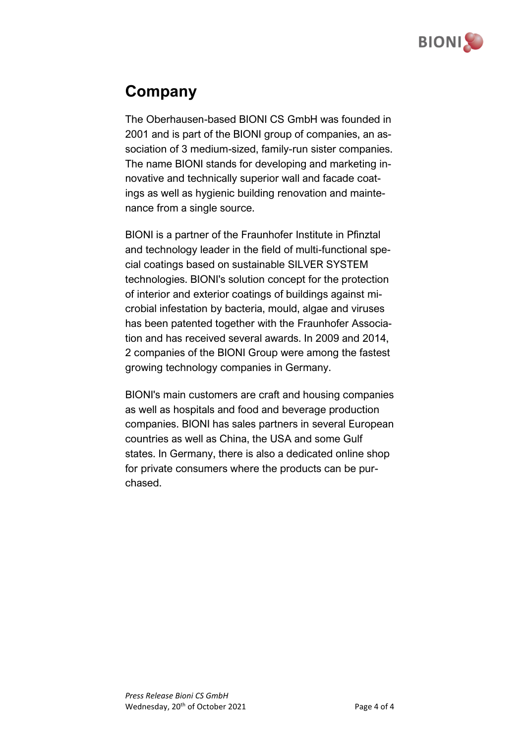## Company

The Oberhausen-based BIONI CS GmbH was founded in 2001 and is part of the BIONI group of companies, an association of 3 medium-sized, family-run sister companies. The name BIONI stands for developing and marketing innovative and technically superior wall and facade coatings as well as hygienic building renovation and maintenance from a single source.

BIONI is a partner of the Fraunhofer Institute in Pfinztal and technology leader in the field of multi-functional special coatings based on sustainable SILVER SYSTEM technologies. BIONI's solution concept for the protection of interior and exterior coatings of buildings against microbial infestation by bacteria, mould, algae and viruses has been patented together with the Fraunhofer Association and has received several awards. In 2009 and 2014, 2 companies of the BIONI Group were among the fastest growing technology companies in Germany.

BIONI's main customers are craft and housing companies as well as hospitals and food and beverage production companies. BIONI has sales partners in several European countries as well as China, the USA and some Gulf states. In Germany, there is also a dedicated online shop for private consumers where the products can be purchased.